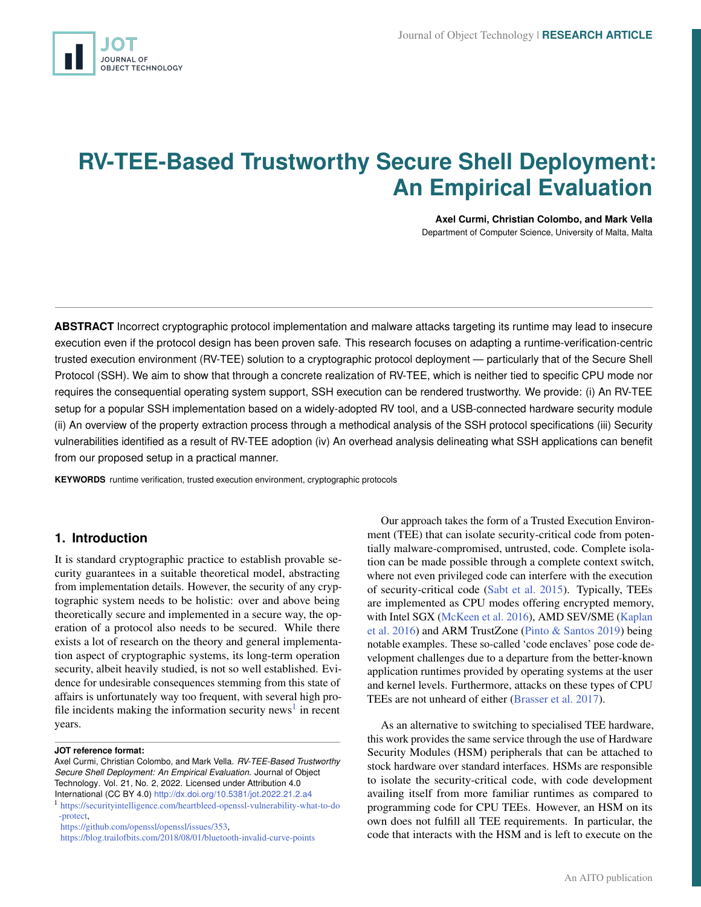# RV-TEE-Based Trustworthy Secure Shell Deployment: An Empirical Evaluation

**Axel Curmi, Christian Colombo, and Mark Vella**
Department of Computer Science, University of Malta, Malta

**ABSTRACT** Incorrect cryptographic protocol implementation and malware attacks targeting its runtime may lead to insecure execution even if the protocol design has been proven safe. This research focuses on adapting a runtime-verification-centric trusted execution environment (RV-TEE) solution to a cryptographic protocol deployment — particularly that of the Secure Shell Protocol (SSH). We aim to show that through a concrete realization of RV-TEE, which is neither tied to specific CPU mode nor requires the consequential operating system support, SSH execution can be rendered trustworthy. We provide: (i) An RV-TEE setup for a popular SSH implementation based on a widely-adopted RV tool, and a USB-connected hardware security module (ii) An overview of the property extraction process through a methodical analysis of the SSH protocol specifications (iii) Security vulnerabilities identified as a result of RV-TEE adoption (iv) An overhead analysis delineating what SSH applications can benefit from our proposed setup in a practical manner.

**KEYWORDS** runtime verification, trusted execution environment, cryptographic protocols

## 1. Introduction

It is standard cryptographic practice to establish provable security guarantees in a suitable theoretical model, abstracting from implementation details. However, the security of any cryptographic system needs to be holistic: over and above being theoretically secure and implemented in a secure way, the operation of a protocol also needs to be secured. While there exists a lot of research on the theory and general implementation aspect of cryptographic systems, its long-term operation security, albeit heavily studied, is not so well established. Evidence for undesirable consequences stemming from this state of affairs is unfortunately way too frequent, with several high profile incidents making the information security news[1] in recent years.

Our approach takes the form of a Trusted Execution Environment (TEE) that can isolate security-critical code from potentially malware-compromised, untrusted, code. Complete isolation can be made possible through a complete context switch, where not even privileged code can interfere with the execution of security-critical code (Sabt et al. 2015). Typically, TEEs are implemented as CPU modes offering encrypted memory, with Intel SGX (McKeen et al. 2016), AMD SEV/SME (Kaplan et al. 2016) and ARM TrustZone (Pinto & Santos 2019) being notable examples. These so-called 'code enclaves' pose code development challenges due to a departure from the better-known application runtimes provided by operating systems at the user and kernel levels. Furthermore, attacks on these types of CPU TEEs are not unheard of either (Brasser et al. 2017).

As an alternative to switching to specialised TEE hardware, this work provides the same service through the use of Hardware Security Modules (HSM) peripherals that can be attached to stock hardware over standard interfaces. HSMs are responsible to isolate the security-critical code, with code development availing itself from more familiar runtimes as compared to programming code for CPU TEEs. However, an HSM on its own does not fulfill all TEE requirements. In particular, the code that interacts with the HSM and is left to execute on the

**JOT reference format:**
Axel Curmi, Christian Colombo, and Mark Vella. *RV-TEE-Based Trustworthy Secure Shell Deployment: An Empirical Evaluation.* Journal of Object Technology. Vol. 21, No. 2, 2022. Licensed under Attribution 4.0 International (CC BY 4.0) http://dx.doi.org/10.5381/jot.2022.21.2.a4

[1] https://securityintelligence.com/heartbleed-openssl-vulnerability-what-to-do-protect, https://github.com/openssl/openssl/issues/353, https://blog.trailofbits.com/2018/08/01/bluetooth-invalid-curve-points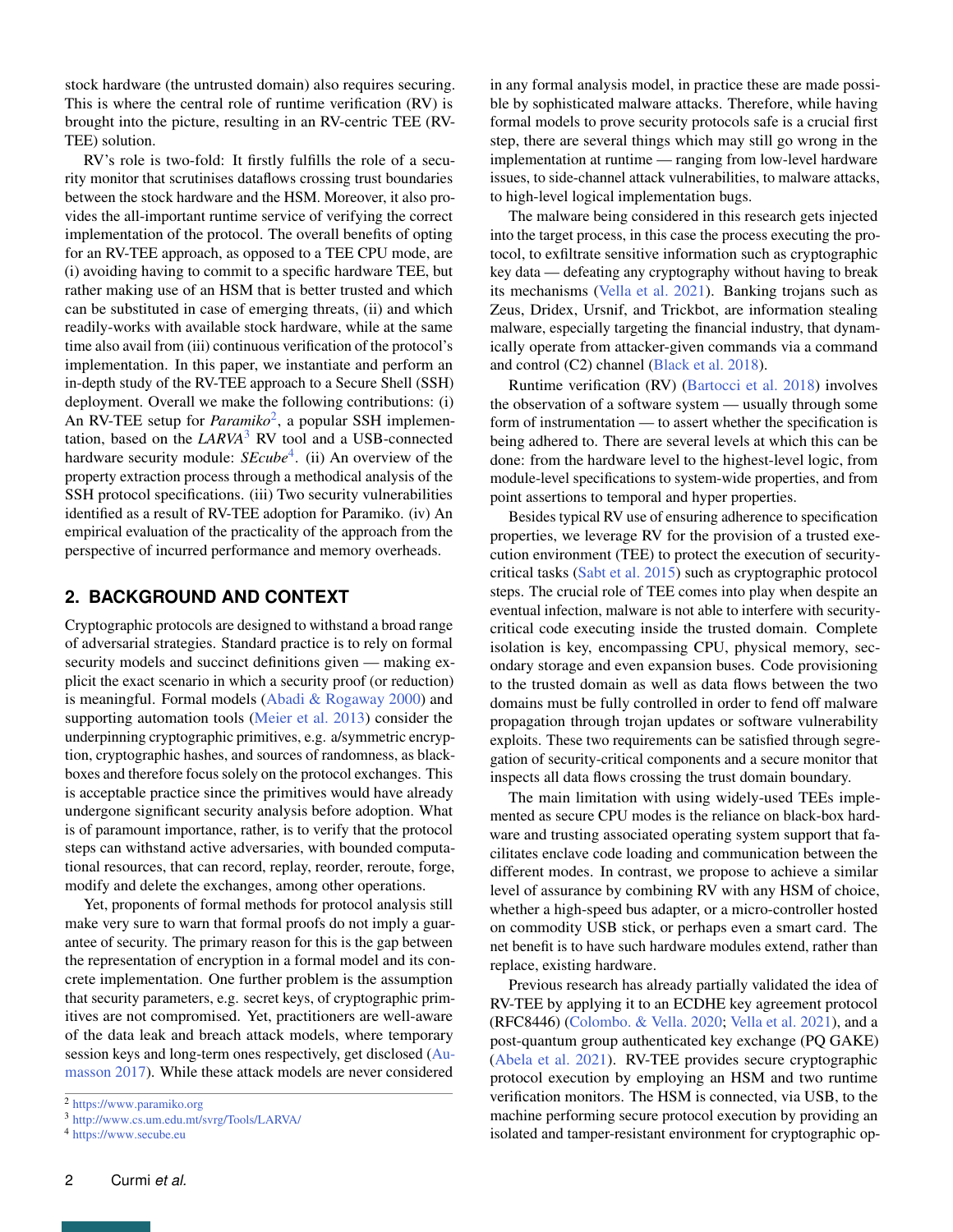stock hardware (the untrusted domain) also requires securing. This is where the central role of runtime verification (RV) is brought into the picture, resulting in an RV-centric TEE (RV-TEE) solution.

RV's role is two-fold: It firstly fulfills the role of a security monitor that scrutinises dataflows crossing trust boundaries between the stock hardware and the HSM. Moreover, it also provides the all-important runtime service of verifying the correct implementation of the protocol. The overall benefits of opting for an RV-TEE approach, as opposed to a TEE CPU mode, are (i) avoiding having to commit to a specific hardware TEE, but rather making use of an HSM that is better trusted and which can be substituted in case of emerging threats, (ii) and which readily-works with available stock hardware, while at the same time also avail from (iii) continuous verification of the protocol's implementation. In this paper, we instantiate and perform an in-depth study of the RV-TEE approach to a Secure Shell (SSH) deployment. Overall we make the following contributions: (i) An RV-TEE setup for *Paramiko*[2], a popular SSH implementation, based on the *LARVA*[3] RV tool and a USB-connected hardware security module: *SEcube*[4]. (ii) An overview of the property extraction process through a methodical analysis of the SSH protocol specifications. (iii) Two security vulnerabilities identified as a result of RV-TEE adoption for Paramiko. (iv) An empirical evaluation of the practicality of the approach from the perspective of incurred performance and memory overheads.

## 2. BACKGROUND AND CONTEXT

Cryptographic protocols are designed to withstand a broad range of adversarial strategies. Standard practice is to rely on formal security models and succinct definitions given — making explicit the exact scenario in which a security proof (or reduction) is meaningful. Formal models (Abadi & Rogaway 2000) and supporting automation tools (Meier et al. 2013) consider the underpinning cryptographic primitives, e.g. a/symmetric encryption, cryptographic hashes, and sources of randomness, as black-boxes and therefore focus solely on the protocol exchanges. This is acceptable practice since the primitives would have already undergone significant security analysis before adoption. What is of paramount importance, rather, is to verify that the protocol steps can withstand active adversaries, with bounded computational resources, that can record, replay, reorder, reroute, forge, modify and delete the exchanges, among other operations.

Yet, proponents of formal methods for protocol analysis still make very sure to warn that formal proofs do not imply a guarantee of security. The primary reason for this is the gap between the representation of encryption in a formal model and its concrete implementation. One further problem is the assumption that security parameters, e.g. secret keys, of cryptographic primitives are not compromised. Yet, practitioners are well-aware of the data leak and breach attack models, where temporary session keys and long-term ones respectively, get disclosed (Aumasson 2017). While these attack models are never considered in any formal analysis model, in practice these are made possible by sophisticated malware attacks. Therefore, while having formal models to prove security protocols safe is a crucial first step, there are several things which may still go wrong in the implementation at runtime — ranging from low-level hardware issues, to side-channel attack vulnerabilities, to malware attacks, to high-level logical implementation bugs.

The malware being considered in this research gets injected into the target process, in this case the process executing the protocol, to exfiltrate sensitive information such as cryptographic key data — defeating any cryptography without having to break its mechanisms (Vella et al. 2021). Banking trojans such as Zeus, Dridex, Ursnif, and Trickbot, are information stealing malware, especially targeting the financial industry, that dynamically operate from attacker-given commands via a command and control (C2) channel (Black et al. 2018).

Runtime verification (RV) (Bartocci et al. 2018) involves the observation of a software system — usually through some form of instrumentation — to assert whether the specification is being adhered to. There are several levels at which this can be done: from the hardware level to the highest-level logic, from module-level specifications to system-wide properties, and from point assertions to temporal and hyper properties.

Besides typical RV use of ensuring adherence to specification properties, we leverage RV for the provision of a trusted execution environment (TEE) to protect the execution of security-critical tasks (Sabt et al. 2015) such as cryptographic protocol steps. The crucial role of TEE comes into play when despite an eventual infection, malware is not able to interfere with security-critical code executing inside the trusted domain. Complete isolation is key, encompassing CPU, physical memory, secondary storage and even expansion buses. Code provisioning to the trusted domain as well as data flows between the two domains must be fully controlled in order to fend off malware propagation through trojan updates or software vulnerability exploits. These two requirements can be satisfied through segregation of security-critical components and a secure monitor that inspects all data flows crossing the trust domain boundary.

The main limitation with using widely-used TEEs implemented as secure CPU modes is the reliance on black-box hardware and trusting associated operating system support that facilitates enclave code loading and communication between the different modes. In contrast, we propose to achieve a similar level of assurance by combining RV with any HSM of choice, whether a high-speed bus adapter, or a micro-controller hosted on commodity USB stick, or perhaps even a smart card. The net benefit is to have such hardware modules extend, rather than replace, existing hardware.

Previous research has already partially validated the idea of RV-TEE by applying it to an ECDHE key agreement protocol (RFC8446) (Colombo. & Vella. 2020; Vella et al. 2021), and a post-quantum group authenticated key exchange (PQ GAKE) (Abela et al. 2021). RV-TEE provides secure cryptographic protocol execution by employing an HSM and two runtime verification monitors. The HSM is connected, via USB, to the machine performing secure protocol execution by providing an isolated and tamper-resistant environment for cryptographic op-

[2] https://www.paramiko.org
[3] http://www.cs.um.edu.mt/svrg/Tools/LARVA/
[4] https://www.secube.eu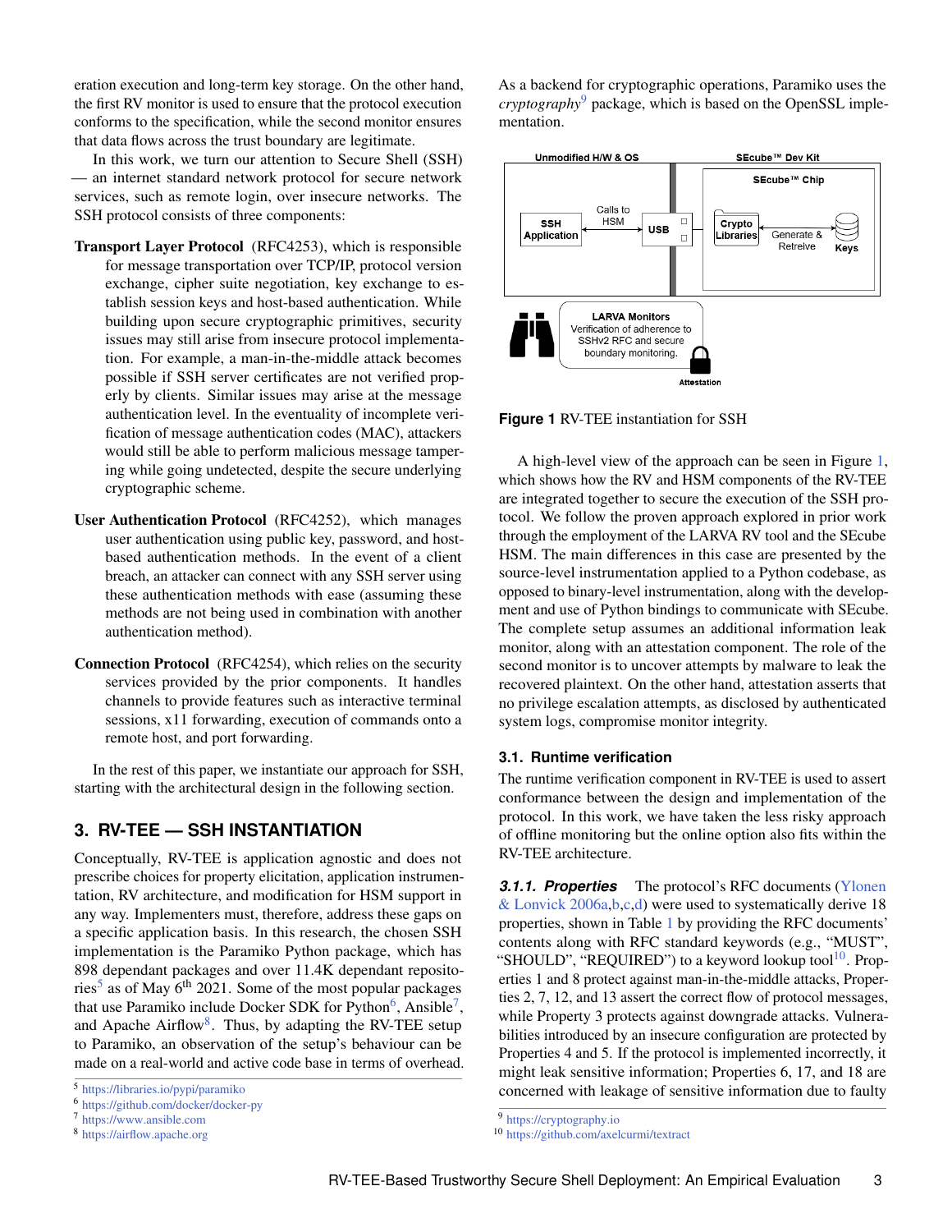eration execution and long-term key storage. On the other hand, the first RV monitor is used to ensure that the protocol execution conforms to the specification, while the second monitor ensures that data flows across the trust boundary are legitimate.

In this work, we turn our attention to Secure Shell (SSH) — an internet standard network protocol for secure network services, such as remote login, over insecure networks. The SSH protocol consists of three components:

**Transport Layer Protocol** (RFC4253), which is responsible for message transportation over TCP/IP, protocol version exchange, cipher suite negotiation, key exchange to establish session keys and host-based authentication. While building upon secure cryptographic primitives, security issues may still arise from insecure protocol implementation. For example, a man-in-the-middle attack becomes possible if SSH server certificates are not verified properly by clients. Similar issues may arise at the message authentication level. In the eventuality of incomplete verification of message authentication codes (MAC), attackers would still be able to perform malicious message tampering while going undetected, despite the secure underlying cryptographic scheme.

**User Authentication Protocol** (RFC4252), which manages user authentication using public key, password, and host-based authentication methods. In the event of a client breach, an attacker can connect with any SSH server using these authentication methods with ease (assuming these methods are not being used in combination with another authentication method).

**Connection Protocol** (RFC4254), which relies on the security services provided by the prior components. It handles channels to provide features such as interactive terminal sessions, x11 forwarding, execution of commands onto a remote host, and port forwarding.

In the rest of this paper, we instantiate our approach for SSH, starting with the architectural design in the following section.

## 3. RV-TEE — SSH INSTANTIATION

Conceptually, RV-TEE is application agnostic and does not prescribe choices for property elicitation, application instrumentation, RV architecture, and modification for HSM support in any way. Implementers must, therefore, address these gaps on a specific application basis. In this research, the chosen SSH implementation is the Paramiko Python package, which has 898 dependant packages and over 11.4K dependant repositories[5] as of May 6th 2021. Some of the most popular packages that use Paramiko include Docker SDK for Python[6], Ansible[7], and Apache Airflow[8]. Thus, by adapting the RV-TEE setup to Paramiko, an observation of the setup's behaviour can be made on a real-world and active code base in terms of overhead.

[5] https://libraries.io/pypi/paramiko
[6] https://github.com/docker/docker-py
[7] https://www.ansible.com
[8] https://airflow.apache.org

As a backend for cryptographic operations, Paramiko uses the *cryptography*[9] package, which is based on the OpenSSL implementation.

**Figure 1** RV-TEE instantiation for SSH

A high-level view of the approach can be seen in Figure 1, which shows how the RV and HSM components of the RV-TEE are integrated together to secure the execution of the SSH protocol. We follow the proven approach explored in prior work through the employment of the LARVA RV tool and the SEcube HSM. The main differences in this case are presented by the source-level instrumentation applied to a Python codebase, as opposed to binary-level instrumentation, along with the development and use of Python bindings to communicate with SEcube. The complete setup assumes an additional information leak monitor, along with an attestation component. The role of the second monitor is to uncover attempts by malware to leak the recovered plaintext. On the other hand, attestation asserts that no privilege escalation attempts, as disclosed by authenticated system logs, compromise monitor integrity.

### 3.1. Runtime verification

The runtime verification component in RV-TEE is used to assert conformance between the design and implementation of the protocol. In this work, we have taken the less risky approach of offline monitoring but the online option also fits within the RV-TEE architecture.

#### *3.1.1. Properties*

The protocol's RFC documents (Ylonen & Lonvick 2006a,b,c,d) were used to systematically derive 18 properties, shown in Table 1 by providing the RFC documents' contents along with RFC standard keywords (e.g., "MUST", "SHOULD", "REQUIRED") to a keyword lookup tool[10]. Properties 1 and 8 protect against man-in-the-middle attacks, Properties 2, 7, 12, and 13 assert the correct flow of protocol messages, while Property 3 protects against downgrade attacks. Vulnerabilities introduced by an insecure configuration are protected by Properties 4 and 5. If the protocol is implemented incorrectly, it might leak sensitive information; Properties 6, 17, and 18 are concerned with leakage of sensitive information due to faulty

[9] https://cryptography.io
[10] https://github.com/axelcurmi/textract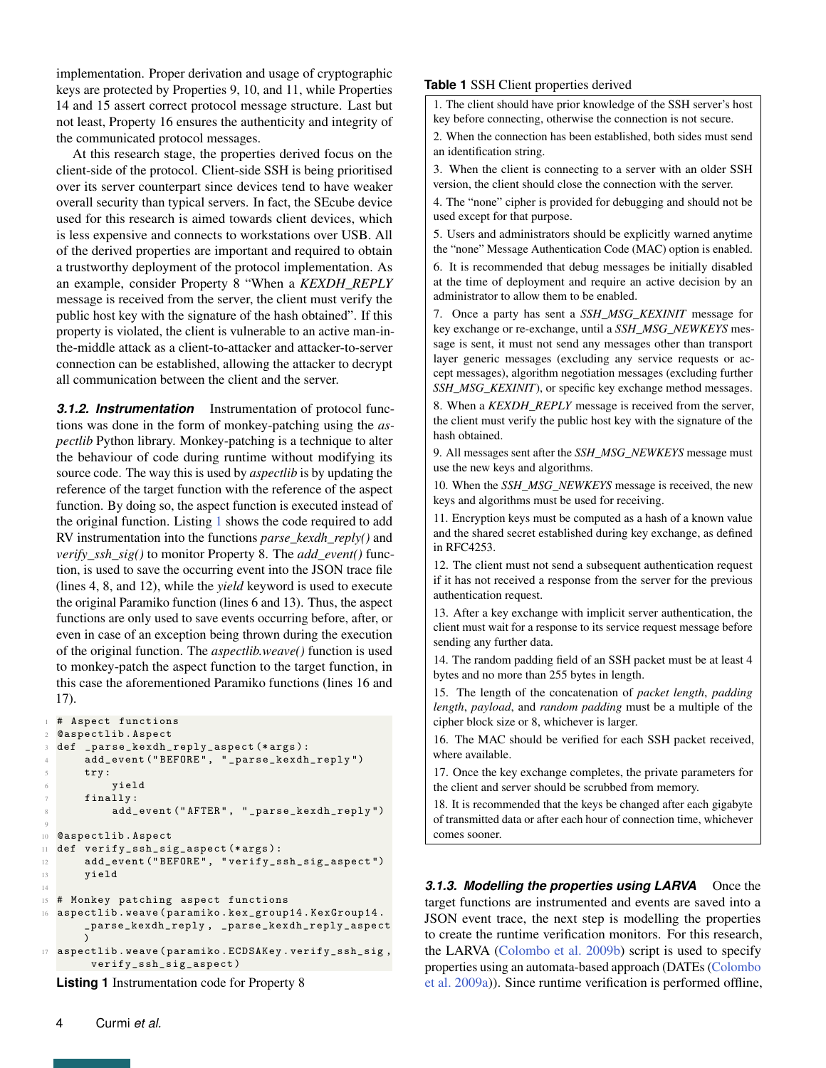implementation. Proper derivation and usage of cryptographic keys are protected by Properties 9, 10, and 11, while Properties 14 and 15 assert correct protocol message structure. Last but not least, Property 16 ensures the authenticity and integrity of the communicated protocol messages.

At this research stage, the properties derived focus on the client-side of the protocol. Client-side SSH is being prioritised over its server counterpart since devices tend to have weaker overall security than typical servers. In fact, the SEcube device used for this research is aimed towards client devices, which is less expensive and connects to workstations over USB. All of the derived properties are important and required to obtain a trustworthy deployment of the protocol implementation. As an example, consider Property 8 "When a *KEXDH_REPLY* message is received from the server, the client must verify the public host key with the signature of the hash obtained". If this property is violated, the client is vulnerable to an active man-in-the-middle attack as a client-to-attacker and attacker-to-server connection can be established, allowing the attacker to decrypt all communication between the client and the server.

#### 3.1.2. Instrumentation

Instrumentation of protocol functions was done in the form of monkey-patching using the *aspectlib* Python library. Monkey-patching is a technique to alter the behaviour of code during runtime without modifying its source code. The way this is used by *aspectlib* is by updating the reference of the target function with the reference of the aspect function. By doing so, the aspect function is executed instead of the original function. Listing 1 shows the code required to add RV instrumentation into the functions *parse_kexdh_reply()* and *verify_ssh_sig()* to monitor Property 8. The *add_event()* function, is used to save the occurring event into the JSON trace file (lines 4, 8, and 12), while the *yield* keyword is used to execute the original Paramiko function (lines 6 and 13). Thus, the aspect functions are only used to save events occurring before, after, or even in case of an exception being thrown during the execution of the original function. The *aspectlib.weave()* function is used to monkey-patch the aspect function to the target function, in this case the aforementioned Paramiko functions (lines 16 and 17).

```
# Aspect functions
@aspectlib.Aspect
def _parse_kexdh_reply_aspect(*args):
    add_event("BEFORE", "_parse_kexdh_reply")
    try:
        yield
    finally:
        add_event("AFTER", "_parse_kexdh_reply")

@aspectlib.Aspect
def verify_ssh_sig_aspect(*args):
    add_event("BEFORE", "verify_ssh_sig_aspect")
    yield

# Monkey patching aspect functions
aspectlib.weave(paramiko.kex_group14.KexGroup14.
    _parse_kexdh_reply, _parse_kexdh_reply_aspect
    )
aspectlib.weave(paramiko.ECDSAKey.verify_ssh_sig,
     verify_ssh_sig_aspect)
```

**Listing 1** Instrumentation code for Property 8

**Table 1** SSH Client properties derived

| |
|---|
| 1. The client should have prior knowledge of the SSH server's host key before connecting, otherwise the connection is not secure. |
| 2. When the connection has been established, both sides must send an identification string. |
| 3. When the client is connecting to a server with an older SSH version, the client should close the connection with the server. |
| 4. The "none" cipher is provided for debugging and should not be used except for that purpose. |
| 5. Users and administrators should be explicitly warned anytime the "none" Message Authentication Code (MAC) option is enabled. |
| 6. It is recommended that debug messages be initially disabled at the time of deployment and require an active decision by an administrator to allow them to be enabled. |
| 7. Once a party has sent a *SSH_MSG_KEXINIT* message for key exchange or re-exchange, until a *SSH_MSG_NEWKEYS* message is sent, it must not send any messages other than transport layer generic messages (excluding any service requests or accept messages), algorithm negotiation messages (excluding further *SSH_MSG_KEXINIT*), or specific key exchange method messages. |
| 8. When a *KEXDH_REPLY* message is received from the server, the client must verify the public host key with the signature of the hash obtained. |
| 9. All messages sent after the *SSH_MSG_NEWKEYS* message must use the new keys and algorithms. |
| 10. When the *SSH_MSG_NEWKEYS* message is received, the new keys and algorithms must be used for receiving. |
| 11. Encryption keys must be computed as a hash of a known value and the shared secret established during key exchange, as defined in RFC4253. |
| 12. The client must not send a subsequent authentication request if it has not received a response from the server for the previous authentication request. |
| 13. After a key exchange with implicit server authentication, the client must wait for a response to its service request message before sending any further data. |
| 14. The random padding field of an SSH packet must be at least 4 bytes and no more than 255 bytes in length. |
| 15. The length of the concatenation of *packet length*, *padding length*, *payload*, and *random padding* must be a multiple of the cipher block size or 8, whichever is larger. |
| 16. The MAC should be verified for each SSH packet received, where available. |
| 17. Once the key exchange completes, the private parameters for the client and server should be scrubbed from memory. |
| 18. It is recommended that the keys be changed after each gigabyte of transmitted data or after each hour of connection time, whichever comes sooner. |

#### 3.1.3. Modelling the properties using LARVA

Once the target functions are instrumented and events are saved into a JSON event trace, the next step is modelling the properties to create the runtime verification monitors. For this research, the LARVA (Colombo et al. 2009b) script is used to specify properties using an automata-based approach (DATEs (Colombo et al. 2009a)). Since runtime verification is performed offline,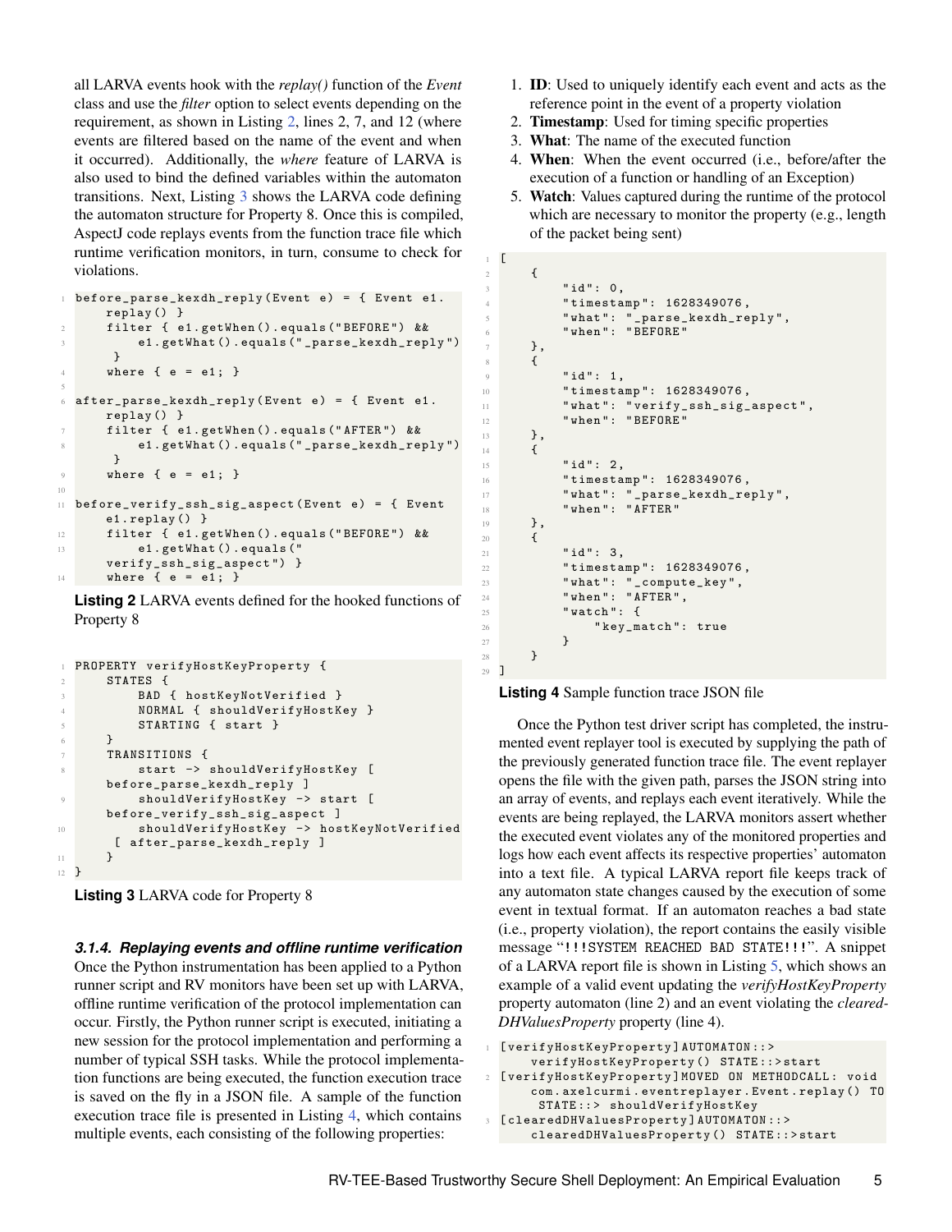all LARVA events hook with the *replay()* function of the *Event* class and use the *filter* option to select events depending on the requirement, as shown in Listing 2, lines 2, 7, and 12 (where events are filtered based on the name of the event and when it occurred). Additionally, the *where* feature of LARVA is also used to bind the defined variables within the automaton transitions. Next, Listing 3 shows the LARVA code defining the automaton structure for Property 8. Once this is compiled, AspectJ code replays events from the function trace file which runtime verification monitors, in turn, consume to check for violations.

```
before_parse_kexdh_reply(Event e) = { Event e1.
    replay() }
    filter { e1.getWhen().equals("BEFORE") &&
        e1.getWhat().equals("_parse_kexdh_reply")
     }
    where { e = e1; }

after_parse_kexdh_reply(Event e) = { Event e1.
    replay() }
    filter { e1.getWhen().equals("AFTER") &&
        e1.getWhat().equals("_parse_kexdh_reply")
     }
    where { e = e1; }

before_verify_ssh_sig_aspect(Event e) = { Event
    e1.replay() }
    filter { e1.getWhen().equals("BEFORE") &&
        e1.getWhat().equals("
    verify_ssh_sig_aspect") }
    where { e = e1; }
```

**Listing 2** LARVA events defined for the hooked functions of Property 8

```
PROPERTY verifyHostKeyProperty {
    STATES {
        BAD { hostKeyNotVerified }
        NORMAL { shouldVerifyHostKey }
        STARTING { start }
    }
    TRANSITIONS {
        start -> shouldVerifyHostKey [
    before_parse_kexdh_reply ]
        shouldVerifyHostKey -> start [
    before_verify_ssh_sig_aspect ]
        shouldVerifyHostKey -> hostKeyNotVerified
     [ after_parse_kexdh_reply ]
    }
}
```

**Listing 3** LARVA code for Property 8

### *3.1.4. Replaying events and offline runtime verification*

Once the Python instrumentation has been applied to a Python runner script and RV monitors have been set up with LARVA, offline runtime verification of the protocol implementation can occur. Firstly, the Python runner script is executed, initiating a new session for the protocol implementation and performing a number of typical SSH tasks. While the protocol implementation functions are being executed, the function execution trace is saved on the fly in a JSON file. A sample of the function execution trace file is presented in Listing 4, which contains multiple events, each consisting of the following properties:

1. **ID**: Used to uniquely identify each event and acts as the reference point in the event of a property violation
2. **Timestamp**: Used for timing specific properties
3. **What**: The name of the executed function
4. **When**: When the event occurred (i.e., before/after the execution of a function or handling of an Exception)
5. **Watch**: Values captured during the runtime of the protocol which are necessary to monitor the property (e.g., length of the packet being sent)

```
[
    {
        "id": 0,
        "timestamp": 1628349076,
        "what": "_parse_kexdh_reply",
        "when": "BEFORE"
    },
    {
        "id": 1,
        "timestamp": 1628349076,
        "what": "verify_ssh_sig_aspect",
        "when": "BEFORE"
    },
    {
        "id": 2,
        "timestamp": 1628349076,
        "what": "_parse_kexdh_reply",
        "when": "AFTER"
    },
    {
        "id": 3,
        "timestamp": 1628349076,
        "what": "_compute_key",
        "when": "AFTER",
        "watch": {
            "key_match": true
        }
    }
]
```

**Listing 4** Sample function trace JSON file

Once the Python test driver script has completed, the instrumented event replayer tool is executed by supplying the path of the previously generated function trace file. The event replayer opens the file with the given path, parses the JSON string into an array of events, and replays each event iteratively. While the events are being replayed, the LARVA monitors assert whether the executed event violates any of the monitored properties and logs how each event affects its respective properties' automaton into a text file. A typical LARVA report file keeps track of any automaton state changes caused by the execution of some event in textual format. If an automaton reaches a bad state (i.e., property violation), the report contains the easily visible message "`!!!SYSTEM REACHED BAD STATE!!!`". A snippet of a LARVA report file is shown in Listing 5, which shows an example of a valid event updating the *verifyHostKeyProperty* property automaton (line 2) and an event violating the *clearedDHValuesProperty* property (line 4).

```
[verifyHostKeyProperty]AUTOMATON::>
    verifyHostKeyProperty() STATE::>start
[verifyHostKeyProperty]MOVED ON METHODCALL: void
    com.axelcurmi.eventreplayer.Event.replay() TO
     STATE::> shouldVerifyHostKey
[clearedDHValuesProperty]AUTOMATON::>
    clearedDHValuesProperty() STATE::>start
```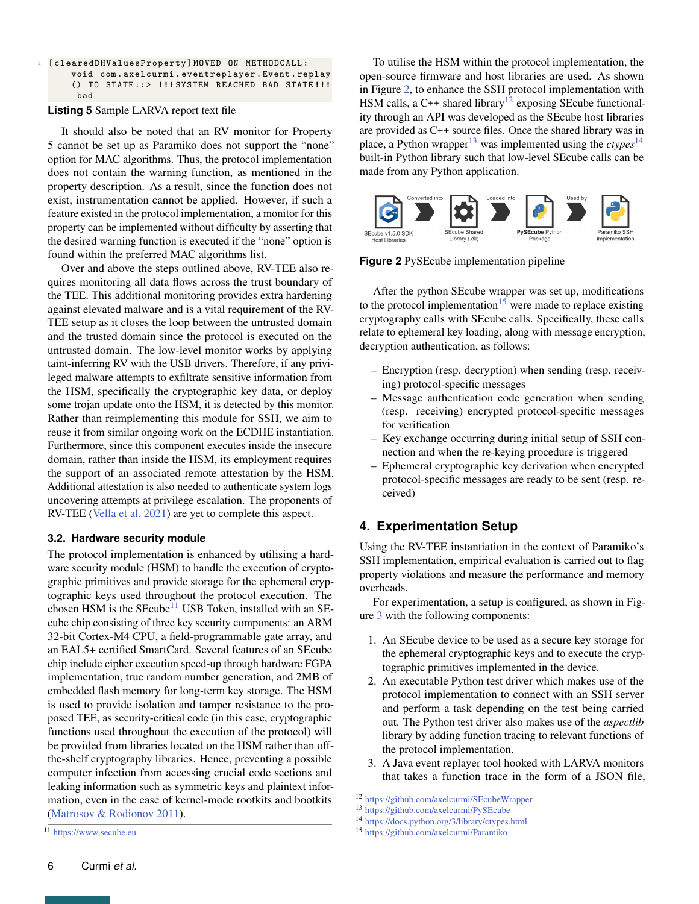```
[clearedDHValuesProperty]MOVED ON METHODCALL:
    void com.axelcurmi.eventreplayer.Event.replay
    () TO STATE::> !!!SYSTEM REACHED BAD STATE!!!
     bad
```

**Listing 5** Sample LARVA report text file

It should also be noted that an RV monitor for Property 5 cannot be set up as Paramiko does not support the "none" option for MAC algorithms. Thus, the protocol implementation does not contain the warning function, as mentioned in the property description. As a result, since the function does not exist, instrumentation cannot be applied. However, if such a feature existed in the protocol implementation, a monitor for this property can be implemented without difficulty by asserting that the desired warning function is executed if the "none" option is found within the preferred MAC algorithms list.

Over and above the steps outlined above, RV-TEE also requires monitoring all data flows across the trust boundary of the TEE. This additional monitoring provides extra hardening against elevated malware and is a vital requirement of the RV-TEE setup as it closes the loop between the untrusted domain and the trusted domain since the protocol is executed on the untrusted domain. The low-level monitor works by applying taint-inferring RV with the USB drivers. Therefore, if any privileged malware attempts to exfiltrate sensitive information from the HSM, specifically the cryptographic key data, or deploy some trojan update onto the HSM, it is detected by this monitor. Rather than reimplementing this module for SSH, we aim to reuse it from similar ongoing work on the ECDHE instantiation. Furthermore, since this component executes inside the insecure domain, rather than inside the HSM, its employment requires the support of an associated remote attestation by the HSM. Additional attestation is also needed to authenticate system logs uncovering attempts at privilege escalation. The proponents of RV-TEE (Vella et al. 2021) are yet to complete this aspect.

### 3.2. Hardware security module

The protocol implementation is enhanced by utilising a hardware security module (HSM) to handle the execution of cryptographic primitives and provide storage for the ephemeral cryptographic keys used throughout the protocol execution. The chosen HSM is the SEcube[11] USB Token, installed with an SEcube chip consisting of three key security components: an ARM 32-bit Cortex-M4 CPU, a field-programmable gate array, and an EAL5+ certified SmartCard. Several features of an SEcube chip include cipher execution speed-up through hardware FGPA implementation, true random number generation, and 2MB of embedded flash memory for long-term key storage. The HSM is used to provide isolation and tamper resistance to the proposed TEE, as security-critical code (in this case, cryptographic functions used throughout the execution of the protocol) will be provided from libraries located on the HSM rather than off-the-shelf cryptography libraries. Hence, preventing a possible computer infection from accessing crucial code sections and leaking information such as symmetric keys and plaintext information, even in the case of kernel-mode rootkits and bootkits (Matrosov & Rodionov 2011).

[11] https://www.secube.eu

To utilise the HSM within the protocol implementation, the open-source firmware and host libraries are used. As shown in Figure 2, to enhance the SSH protocol implementation with HSM calls, a C++ shared library[12] exposing SEcube functionality through an API was developed as the SEcube host libraries are provided as C++ source files. Once the shared library was in place, a Python wrapper[13] was implemented using the *ctypes*[14] built-in Python library such that low-level SEcube calls can be made from any Python application.

**Figure 2** PySEcube implementation pipeline

After the python SEcube wrapper was set up, modifications to the protocol implementation[15] were made to replace existing cryptography calls with SEcube calls. Specifically, these calls relate to ephemeral key loading, along with message encryption, decryption authentication, as follows:

- Encryption (resp. decryption) when sending (resp. receiving) protocol-specific messages
- Message authentication code generation when sending (resp. receiving) encrypted protocol-specific messages for verification
- Key exchange occurring during initial setup of SSH connection and when the re-keying procedure is triggered
- Ephemeral cryptographic key derivation when encrypted protocol-specific messages are ready to be sent (resp. received)

## 4. Experimentation Setup

Using the RV-TEE instantiation in the context of Paramiko's SSH implementation, empirical evaluation is carried out to flag property violations and measure the performance and memory overheads.

For experimentation, a setup is configured, as shown in Figure 3 with the following components:

1. An SEcube device to be used as a secure key storage for the ephemeral cryptographic keys and to execute the cryptographic primitives implemented in the device.
2. An executable Python test driver which makes use of the protocol implementation to connect with an SSH server and perform a task depending on the test being carried out. The Python test driver also makes use of the *aspectlib* library by adding function tracing to relevant functions of the protocol implementation.
3. A Java event replayer tool hooked with LARVA monitors that takes a function trace in the form of a JSON file,

[12] https://github.com/axelcurmi/SEcubeWrapper
[13] https://github.com/axelcurmi/PySEcube
[14] https://docs.python.org/3/library/ctypes.html
[15] https://github.com/axelcurmi/Paramiko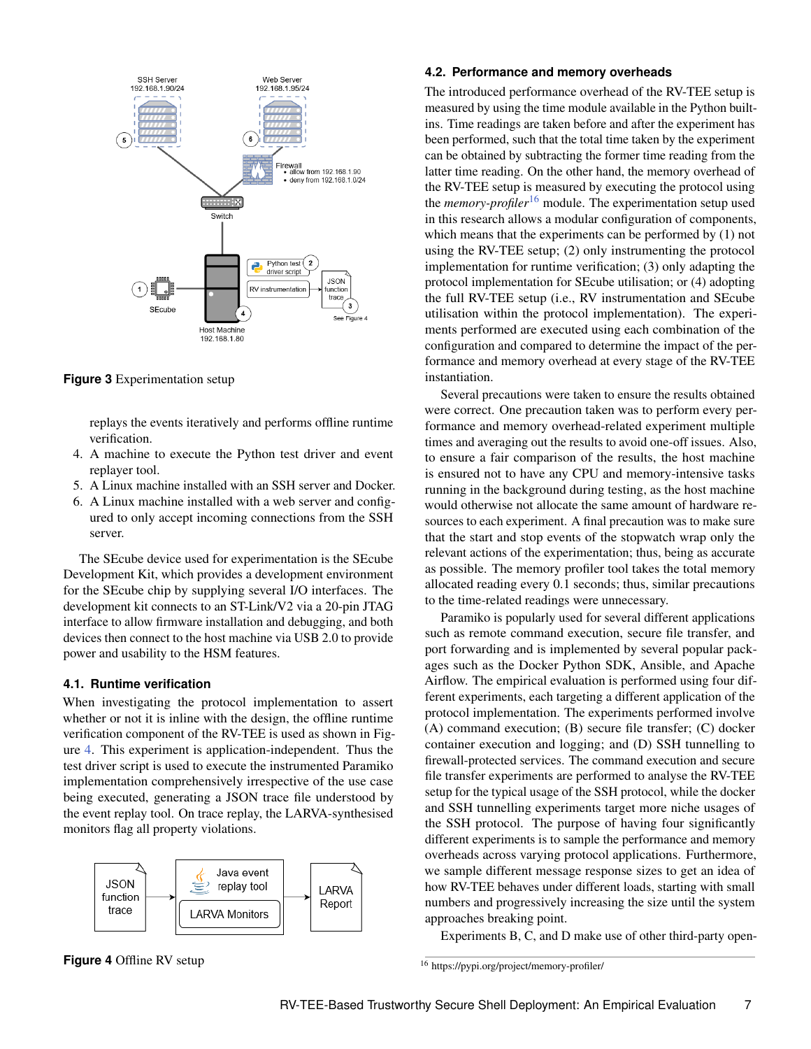**Figure 3** Experimentation setup

replays the events iteratively and performs offline runtime verification.

4. A machine to execute the Python test driver and event replayer tool.
5. A Linux machine installed with an SSH server and Docker.
6. A Linux machine installed with a web server and configured to only accept incoming connections from the SSH server.

The SEcube device used for experimentation is the SEcube Development Kit, which provides a development environment for the SEcube chip by supplying several I/O interfaces. The development kit connects to an ST-Link/V2 via a 20-pin JTAG interface to allow firmware installation and debugging, and both devices then connect to the host machine via USB 2.0 to provide power and usability to the HSM features.

### 4.1. Runtime verification

When investigating the protocol implementation to assert whether or not it is inline with the design, the offline runtime verification component of the RV-TEE is used as shown in Figure 4. This experiment is application-independent. Thus the test driver script is used to execute the instrumented Paramiko implementation comprehensively irrespective of the use case being executed, generating a JSON trace file understood by the event replay tool. On trace replay, the LARVA-synthesised monitors flag all property violations.

**Figure 4** Offline RV setup

### 4.2. Performance and memory overheads

The introduced performance overhead of the RV-TEE setup is measured by using the time module available in the Python built-ins. Time readings are taken before and after the experiment has been performed, such that the total time taken by the experiment can be obtained by subtracting the former time reading from the latter time reading. On the other hand, the memory overhead of the RV-TEE setup is measured by executing the protocol using the *memory-profiler*[16] module. The experimentation setup used in this research allows a modular configuration of components, which means that the experiments can be performed by (1) not using the RV-TEE setup; (2) only instrumenting the protocol implementation for runtime verification; (3) only adapting the protocol implementation for SEcube utilisation; or (4) adopting the full RV-TEE setup (i.e., RV instrumentation and SEcube utilisation within the protocol implementation). The experiments performed are executed using each combination of the configuration and compared to determine the impact of the performance and memory overhead at every stage of the RV-TEE instantiation.

Several precautions were taken to ensure the results obtained were correct. One precaution taken was to perform every performance and memory overhead-related experiment multiple times and averaging out the results to avoid one-off issues. Also, to ensure a fair comparison of the results, the host machine is ensured not to have any CPU and memory-intensive tasks running in the background during testing, as the host machine would otherwise not allocate the same amount of hardware resources to each experiment. A final precaution was to make sure that the start and stop events of the stopwatch wrap only the relevant actions of the experimentation; thus, being as accurate as possible. The memory profiler tool takes the total memory allocated reading every 0.1 seconds; thus, similar precautions to the time-related readings were unnecessary.

Paramiko is popularly used for several different applications such as remote command execution, secure file transfer, and port forwarding and is implemented by several popular packages such as the Docker Python SDK, Ansible, and Apache Airflow. The empirical evaluation is performed using four different experiments, each targeting a different application of the protocol implementation. The experiments performed involve (A) command execution; (B) secure file transfer; (C) docker container execution and logging; and (D) SSH tunnelling to firewall-protected services. The command execution and secure file transfer experiments are performed to analyse the RV-TEE setup for the typical usage of the SSH protocol, while the docker and SSH tunnelling experiments target more niche usages of the SSH protocol. The purpose of having four significantly different experiments is to sample the performance and memory overheads across varying protocol applications. Furthermore, we sample different message response sizes to get an idea of how RV-TEE behaves under different loads, starting with small numbers and progressively increasing the size until the system approaches breaking point.

Experiments B, C, and D make use of other third-party open-

[16] https://pypi.org/project/memory-profiler/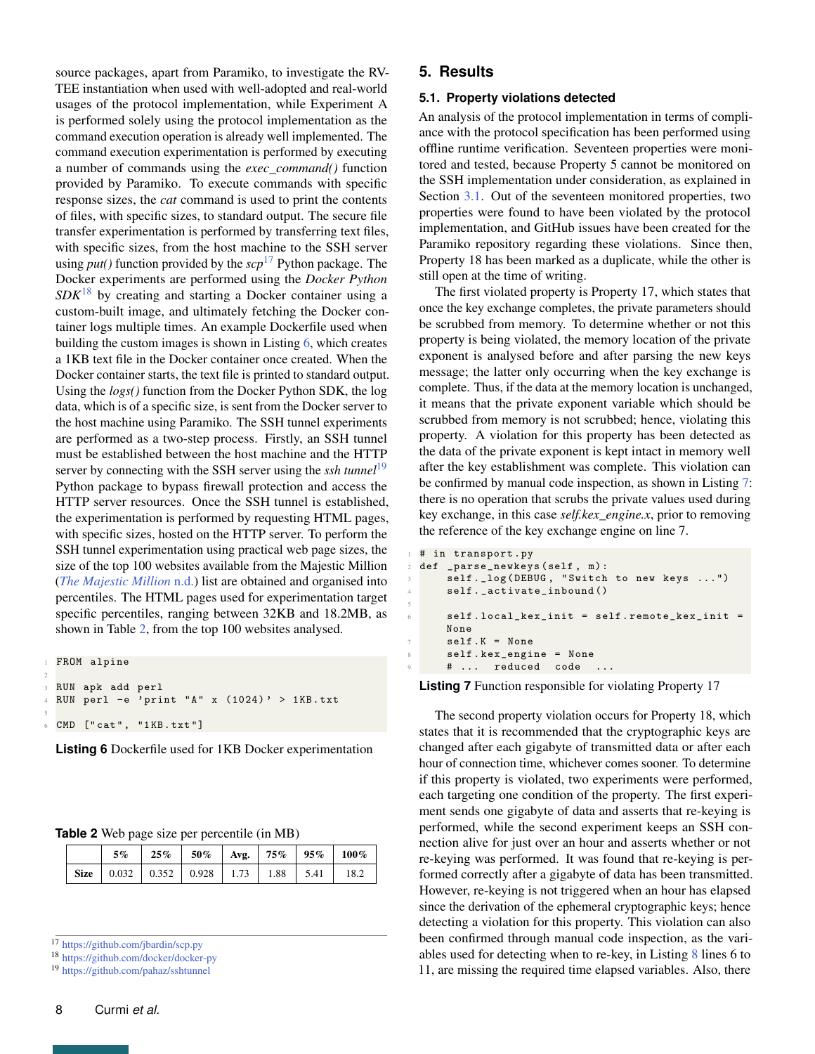source packages, apart from Paramiko, to investigate the RV-TEE instantiation when used with well-adopted and real-world usages of the protocol implementation, while Experiment A is performed solely using the protocol implementation as the command execution operation is already well implemented. The command execution experimentation is performed by executing a number of commands using the *exec_command()* function provided by Paramiko. To execute commands with specific response sizes, the *cat* command is used to print the contents of files, with specific sizes, to standard output. The secure file transfer experimentation is performed by transferring text files, with specific sizes, from the host machine to the SSH server using *put()* function provided by the *scp*[17] Python package. The Docker experiments are performed using the *Docker Python SDK*[18] by creating and starting a Docker container using a custom-built image, and ultimately fetching the Docker container logs multiple times. An example Dockerfile used when building the custom images is shown in Listing 6, which creates a 1KB text file in the Docker container once created. When the Docker container starts, the text file is printed to standard output. Using the *logs()* function from the Docker Python SDK, the log data, which is of a specific size, is sent from the Docker server to the host machine using Paramiko. The SSH tunnel experiments are performed as a two-step process. Firstly, an SSH tunnel must be established between the host machine and the HTTP server by connecting with the SSH server using the *ssh tunnel*[19] Python package to bypass firewall protection and access the HTTP server resources. Once the SSH tunnel is established, the experimentation is performed by requesting HTML pages, with specific sizes, hosted on the HTTP server. To perform the SSH tunnel experimentation using practical web page sizes, the size of the top 100 websites available from the Majestic Million (The Majestic Million n.d.) list are obtained and organised into percentiles. The HTML pages used for experimentation target specific percentiles, ranging between 32KB and 18.2MB, as shown in Table 2, from the top 100 websites analysed.

```
FROM alpine

RUN apk add perl
RUN perl -e 'print "A" x (1024)' > 1KB.txt

CMD ["cat", "1KB.txt"]
```

**Listing 6** Dockerfile used for 1KB Docker experimentation

**Table 2** Web page size per percentile (in MB)

| | 5% | 25% | 50% | Avg. | 75% | 95% | 100% |
|---|---|---|---|---|---|---|---|
| **Size** | 0.032 | 0.352 | 0.928 | 1.73 | 1.88 | 5.41 | 18.2 |

[17] https://github.com/jbardin/scp.py
[18] https://github.com/docker/docker-py
[19] https://github.com/pahaz/sshtunnel

## 5. Results

### 5.1. Property violations detected

An analysis of the protocol implementation in terms of compliance with the protocol specification has been performed using offline runtime verification. Seventeen properties were monitored and tested, because Property 5 cannot be monitored on the SSH implementation under consideration, as explained in Section 3.1. Out of the seventeen monitored properties, two properties were found to have been violated by the protocol implementation, and GitHub issues have been created for the Paramiko repository regarding these violations. Since then, Property 18 has been marked as a duplicate, while the other is still open at the time of writing.

The first violated property is Property 17, which states that once the key exchange completes, the private parameters should be scrubbed from memory. To determine whether or not this property is being violated, the memory location of the private exponent is analysed before and after parsing the new keys message; the latter only occurring when the key exchange is complete. Thus, if the data at the memory location is unchanged, it means that the private exponent variable which should be scrubbed from memory is not scrubbed; hence, violating this property. A violation for this property has been detected as the data of the private exponent is kept intact in memory well after the key establishment was complete. This violation can be confirmed by manual code inspection, as shown in Listing 7: there is no operation that scrubs the private values used during key exchange, in this case *self.kex_engine.x*, prior to removing the reference of the key exchange engine on line 7.

```
# in transport.py
def _parse_newkeys(self, m):
    self._log(DEBUG, "Switch to new keys ...")
    self._activate_inbound()

    self.local_kex_init = self.remote_kex_init =
    None
    self.K = None
    self.kex_engine = None
    # ... reduced code ...
```

**Listing 7** Function responsible for violating Property 17

The second property violation occurs for Property 18, which states that it is recommended that the cryptographic keys are changed after each gigabyte of transmitted data or after each hour of connection time, whichever comes sooner. To determine if this property is violated, two experiments were performed, each targeting one condition of the property. The first experiment sends one gigabyte of data and asserts that re-keying is performed, while the second experiment keeps an SSH connection alive for just over an hour and asserts whether or not re-keying was performed. It was found that re-keying is performed correctly after a gigabyte of data has been transmitted. However, re-keying is not triggered when an hour has elapsed since the derivation of the ephemeral cryptographic keys; hence detecting a violation for this property. This violation can also been confirmed through manual code inspection, as the variables used for detecting when to re-key, in Listing 8 lines 6 to 11, are missing the required time elapsed variables. Also, there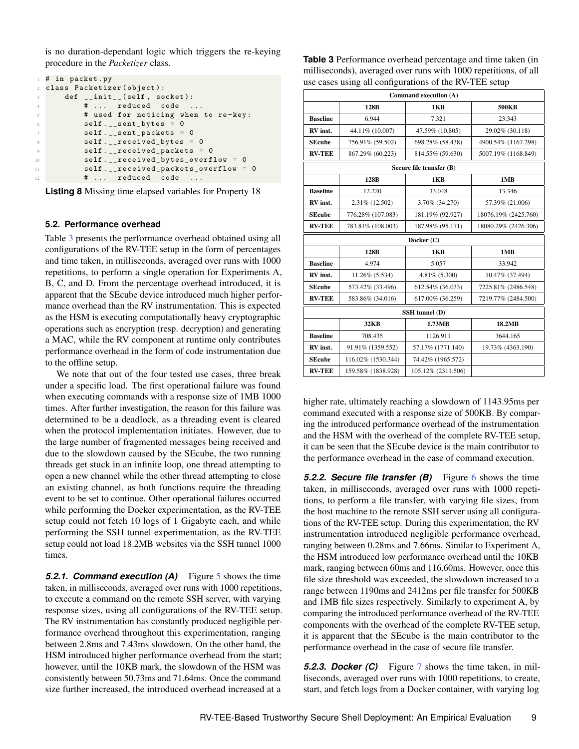is no duration-dependant logic which triggers the re-keying procedure in the *Packetizer* class.

```
# in packet.py
class Packetizer(object):
    def __init__(self, socket):
        # ... reduced code ...
        # used for noticing when to re-key:
        self.__sent_bytes = 0
        self.__sent_packets = 0
        self.__received_bytes = 0
        self.__received_packets = 0
        self.__received_bytes_overflow = 0
        self.__received_packets_overflow = 0
        # ... reduced code ...
```

**Listing 8** Missing time elapsed variables for Property 18

### 5.2. Performance overhead

Table 3 presents the performance overhead obtained using all configurations of the RV-TEE setup in the form of percentages and time taken, in milliseconds, averaged over runs with 1000 repetitions, to perform a single operation for Experiments A, B, C, and D. From the percentage overhead introduced, it is apparent that the SEcube device introduced much higher performance overhead than the RV instrumentation. This is expected as the HSM is executing computationally heavy cryptographic operations such as encryption (resp. decryption) and generating a MAC, while the RV component at runtime only contributes performance overhead in the form of code instrumentation due to the offline setup.

We note that out of the four tested use cases, three break under a specific load. The first operational failure was found when executing commands with a response size of 1MB 1000 times. After further investigation, the reason for this failure was determined to be a deadlock, as a threading event is cleared when the protocol implementation initiates. However, due to the large number of fragmented messages being received and due to the slowdown caused by the SEcube, the two running threads get stuck in an infinite loop, one thread attempting to open a new channel while the other thread attempting to close an existing channel, as both functions require the threading event to be set to continue. Other operational failures occurred while performing the Docker experimentation, as the RV-TEE setup could not fetch 10 logs of 1 Gigabyte each, and while performing the SSH tunnel experimentation, as the RV-TEE setup could not load 18.2MB websites via the SSH tunnel 1000 times.

**Table 3** Performance overhead percentage and time taken (in milliseconds), averaged over runs with 1000 repetitions, of all use cases using all configurations of the RV-TEE setup

| Command execution (A) | | | |
|---|---|---|---|
| | **128B** | **1KB** | **500KB** |
| **Baseline** | 6.944 | 7.321 | 23.343 |
| **RV inst.** | 44.11% (10.007) | 47.59% (10.805) | 29.02% (30.118) |
| **SEcube** | 756.91% (59.502) | 698.28% (58.438) | 4900.54% (1167.298) |
| **RV-TEE** | 867.29% (60.223) | 814.55% (59.630) | 5007.19% (1168.849) |
| **Secure file transfer (B)** | | | |
| | **128B** | **1KB** | **1MB** |
| **Baseline** | 12.220 | 33.048 | 13.346 |
| **RV inst.** | 2.31% (12.502) | 3.70% (34.270) | 57.39% (21.006) |
| **SEcube** | 776.28% (107.083) | 181.19% (92.927) | 18076.19% (2425.760) |
| **RV-TEE** | 783.81% (108.003) | 187.98% (95.171) | 18080.29% (2426.306) |
| **Docker (C)** | | | |
| | **128B** | **1KB** | **1MB** |
| **Baseline** | 4.974 | 5.057 | 33.942 |
| **RV inst.** | 11.26% (5.534) | 4.81% (5.300) | 10.47% (37.494) |
| **SEcube** | 573.42% (33.496) | 612.54% (36.033) | 7225.81% (2486.548) |
| **RV-TEE** | 583.86% (34.016) | 617.00% (36.259) | 7219.77% (2484.500) |
| **SSH tunnel (D)** | | | |
| | **32KB** | **1.73MB** | **18.2MB** |
| **Baseline** | 708.435 | 1126.911 | 3644.165 |
| **RV inst.** | 91.91% (1359.552) | 57.17% (1771.140) | 19.73% (4363.190) |
| **SEcube** | 116.02% (1530.344) | 74.42% (1965.572) | |
| **RV-TEE** | 159.58% (1838.928) | 105.12% (2311.506) | |

***5.2.1. Command execution (A)*** Figure 5 shows the time taken, in milliseconds, averaged over runs with 1000 repetitions, to execute a command on the remote SSH server, with varying response sizes, using all configurations of the RV-TEE setup. The RV instrumentation has constantly produced negligible performance overhead throughout this experimentation, ranging between 2.8ms and 7.43ms slowdown. On the other hand, the HSM introduced higher performance overhead from the start; however, until the 10KB mark, the slowdown of the HSM was consistently between 50.73ms and 71.64ms. Once the command size further increased, the introduced overhead increased at a higher rate, ultimately reaching a slowdown of 1143.95ms per command executed with a response size of 500KB. By comparing the introduced performance overhead of the instrumentation and the HSM with the overhead of the complete RV-TEE setup, it can be seen that the SEcube device is the main contributor to the performance overhead in the case of command execution.

***5.2.2. Secure file transfer (B)*** Figure 6 shows the time taken, in milliseconds, averaged over runs with 1000 repetitions, to perform a file transfer, with varying file sizes, from the host machine to the remote SSH server using all configurations of the RV-TEE setup. During this experimentation, the RV instrumentation introduced negligible performance overhead, ranging between 0.28ms and 7.66ms. Similar to Experiment A, the HSM introduced low performance overhead until the 10KB mark, ranging between 60ms and 116.60ms. However, once this file size threshold was exceeded, the slowdown increased to a range between 1190ms and 2412ms per file transfer for 500KB and 1MB file sizes respectively. Similarly to experiment A, by comparing the introduced performance overhead of the RV-TEE components with the overhead of the complete RV-TEE setup, it is apparent that the SEcube is the main contributor to the performance overhead in the case of secure file transfer.

***5.2.3. Docker (C)*** Figure 7 shows the time taken, in milliseconds, averaged over runs with 1000 repetitions, to create, start, and fetch logs from a Docker container, with varying log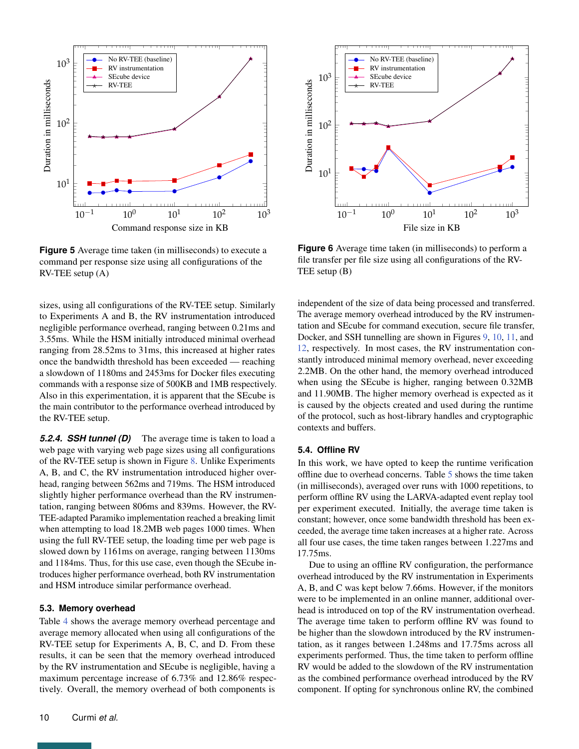Figure 5 Average time taken (in milliseconds) to execute a command per response size using all configurations of the RV-TEE setup (A)

Figure 6 Average time taken (in milliseconds) to perform a file transfer per file size using all configurations of the RV-TEE setup (B)

sizes, using all configurations of the RV-TEE setup. Similarly to Experiments A and B, the RV instrumentation introduced negligible performance overhead, ranging between 0.21ms and 3.55ms. While the HSM initially introduced minimal overhead ranging from 28.52ms to 31ms, this increased at higher rates once the bandwidth threshold has been exceeded — reaching a slowdown of 1180ms and 2453ms for Docker files executing commands with a response size of 500KB and 1MB respectively. Also in this experimentation, it is apparent that the SEcube is the main contributor to the performance overhead introduced by the RV-TEE setup.

#### 5.2.4. SSH tunnel (D)

The average time is taken to load a web page with varying web page sizes using all configurations of the RV-TEE setup is shown in Figure 8. Unlike Experiments A, B, and C, the RV instrumentation introduced higher overhead, ranging between 562ms and 719ms. The HSM introduced slightly higher performance overhead than the RV instrumentation, ranging between 806ms and 839ms. However, the RV-TEE-adapted Paramiko implementation reached a breaking limit when attempting to load 18.2MB web pages 1000 times. When using the full RV-TEE setup, the loading time per web page is slowed down by 1161ms on average, ranging between 1130ms and 1184ms. Thus, for this use case, even though the SEcube introduces higher performance overhead, both RV instrumentation and HSM introduce similar performance overhead.

### 5.3. Memory overhead

Table 4 shows the average memory overhead percentage and average memory allocated when using all configurations of the RV-TEE setup for Experiments A, B, C, and D. From these results, it can be seen that the memory overhead introduced by the RV instrumentation and SEcube is negligible, having a maximum percentage increase of 6.73% and 12.86% respectively. Overall, the memory overhead of both components is independent of the size of data being processed and transferred. The average memory overhead introduced by the RV instrumentation and SEcube for command execution, secure file transfer, Docker, and SSH tunnelling are shown in Figures 9, 10, 11, and 12, respectively. In most cases, the RV instrumentation constantly introduced minimal memory overhead, never exceeding 2.2MB. On the other hand, the memory overhead introduced when using the SEcube is higher, ranging between 0.32MB and 11.90MB. The higher memory overhead is expected as it is caused by the objects created and used during the runtime of the protocol, such as host-library handles and cryptographic contexts and buffers.

### 5.4. Offline RV

In this work, we have opted to keep the runtime verification offline due to overhead concerns. Table 5 shows the time taken (in milliseconds), averaged over runs with 1000 repetitions, to perform offline RV using the LARVA-adapted event replay tool per experiment executed. Initially, the average time taken is constant; however, once some bandwidth threshold has been exceeded, the average time taken increases at a higher rate. Across all four use cases, the time taken ranges between 1.227ms and 17.75ms.

Due to using an offline RV configuration, the performance overhead introduced by the RV instrumentation in Experiments A, B, and C was kept below 7.66ms. However, if the monitors were to be implemented in an online manner, additional overhead is introduced on top of the RV instrumentation overhead. The average time taken to perform offline RV was found to be higher than the slowdown introduced by the RV instrumentation, as it ranges between 1.248ms and 17.75ms across all experiments performed. Thus, the time taken to perform offline RV would be added to the slowdown of the RV instrumentation as the combined performance overhead introduced by the RV component. If opting for synchronous online RV, the combined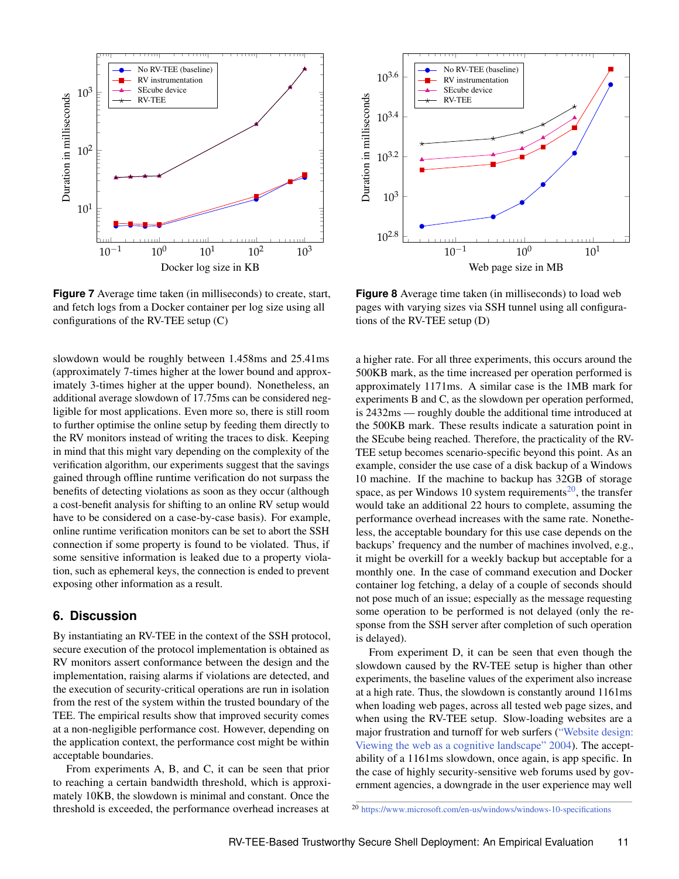Figure 7 Average time taken (in milliseconds) to create, start, and fetch logs from a Docker container per log size using all configurations of the RV-TEE setup (C)

Figure 8 Average time taken (in milliseconds) to load web pages with varying sizes via SSH tunnel using all configurations of the RV-TEE setup (D)

slowdown would be roughly between 1.458ms and 25.41ms (approximately 7-times higher at the lower bound and approximately 3-times higher at the upper bound). Nonetheless, an additional average slowdown of 17.75ms can be considered negligible for most applications. Even more so, there is still room to further optimise the online setup by feeding them directly to the RV monitors instead of writing the traces to disk. Keeping in mind that this might vary depending on the complexity of the verification algorithm, our experiments suggest that the savings gained through offline runtime verification do not surpass the benefits of detecting violations as soon as they occur (although a cost-benefit analysis for shifting to an online RV setup would have to be considered on a case-by-case basis). For example, online runtime verification monitors can be set to abort the SSH connection if some property is found to be violated. Thus, if some sensitive information is leaked due to a property violation, such as ephemeral keys, the connection is ended to prevent exposing other information as a result.

## 6. Discussion

By instantiating an RV-TEE in the context of the SSH protocol, secure execution of the protocol implementation is obtained as RV monitors assert conformance between the design and the implementation, raising alarms if violations are detected, and the execution of security-critical operations are run in isolation from the rest of the system within the trusted boundary of the TEE. The empirical results show that improved security comes at a non-negligible performance cost. However, depending on the application context, the performance cost might be within acceptable boundaries.

From experiments A, B, and C, it can be seen that prior to reaching a certain bandwidth threshold, which is approximately 10KB, the slowdown is minimal and constant. Once the threshold is exceeded, the performance overhead increases at a higher rate. For all three experiments, this occurs around the 500KB mark, as the time increased per operation performed is approximately 1171ms. A similar case is the 1MB mark for experiments B and C, as the slowdown per operation performed, is 2432ms — roughly double the additional time introduced at the 500KB mark. These results indicate a saturation point in the SEcube being reached. Therefore, the practicality of the RV-TEE setup becomes scenario-specific beyond this point. As an example, consider the use case of a disk backup of a Windows 10 machine. If the machine to backup has 32GB of storage space, as per Windows 10 system requirements[20], the transfer would take an additional 22 hours to complete, assuming the performance overhead increases with the same rate. Nonetheless, the acceptable boundary for this use case depends on the backups' frequency and the number of machines involved, e.g., it might be overkill for a weekly backup but acceptable for a monthly one. In the case of command execution and Docker container log fetching, a delay of a couple of seconds should not pose much of an issue; especially as the message requesting some operation to be performed is not delayed (only the response from the SSH server after completion of such operation is delayed).

From experiment D, it can be seen that even though the slowdown caused by the RV-TEE setup is higher than other experiments, the baseline values of the experiment also increase at a high rate. Thus, the slowdown is constantly around 1161ms when loading web pages, across all tested web page sizes, and when using the RV-TEE setup. Slow-loading websites are a major frustration and turnoff for web surfers ("Website design: Viewing the web as a cognitive landscape" 2004). The acceptability of a 1161ms slowdown, once again, is app specific. In the case of highly security-sensitive web forums used by government agencies, a downgrade in the user experience may well

[20] https://www.microsoft.com/en-us/windows/windows-10-specifications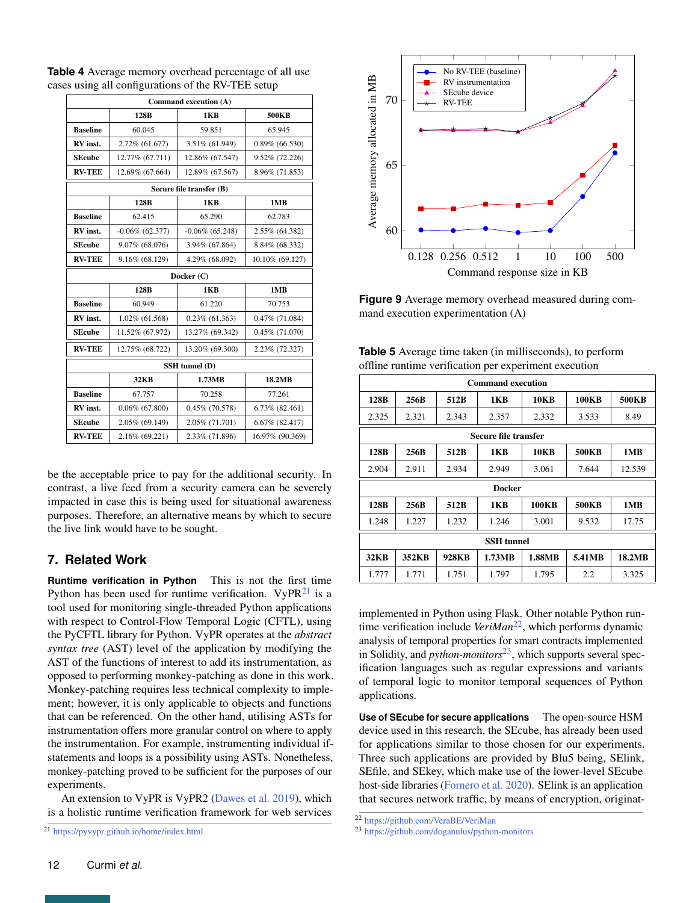**Table 4** Average memory overhead percentage of all use cases using all configurations of the RV-TEE setup

| Command execution (A) | | | |
|---|---|---|---|
| | **128B** | **1KB** | **500KB** |
| **Baseline** | 60.045 | 59.851 | 65.945 |
| **RV inst.** | 2.72% (61.677) | 3.51% (61.949) | 0.89% (66.530) |
| **SEcube** | 12.77% (67.711) | 12.86% (67.547) | 9.52% (72.226) |
| **RV-TEE** | 12.69% (67.664) | 12.89% (67.567) | 8.96% (71.853) |
| **Secure file transfer (B)** | | | |
| | **128B** | **1KB** | **1MB** |
| **Baseline** | 62.415 | 65.290 | 62.783 |
| **RV inst.** | -0.06% (62.377) | -0.06% (65.248) | 2.55% (64.382) |
| **SEcube** | 9.07% (68.076) | 3.94% (67.864) | 8.84% (68.332) |
| **RV-TEE** | 9.16% (68.129) | 4.29% (68.092) | 10.10% (69.127) |
| **Docker (C)** | | | |
| | **128B** | **1KB** | **1MB** |
| **Baseline** | 60.949 | 61.220 | 70.753 |
| **RV inst.** | 1.02% (61.568) | 0.23% (61.363) | 0.47% (71.084) |
| **SEcube** | 11.52% (67.972) | 13.27% (69.342) | 0.45% (71.070) |
| **RV-TEE** | 12.75% (68.722) | 13.20% (69.300) | 2.23% (72.327) |
| **SSH tunnel (D)** | | | |
| | **32KB** | **1.73MB** | **18.2MB** |
| **Baseline** | 67.757 | 70.258 | 77.261 |
| **RV inst.** | 0.06% (67.800) | 0.45% (70.578) | 6.73% (82.461) |
| **SEcube** | 2.05% (69.149) | 2.05% (71.701) | 6.67% (82.417) |
| **RV-TEE** | 2.16% (69.221) | 2.33% (71.896) | 16.97% (90.369) |

be the acceptable price to pay for the additional security. In contrast, a live feed from a security camera can be severely impacted in case this is being used for situational awareness purposes. Therefore, an alternative means by which to secure the live link would have to be sought.

## 7. Related Work

**Runtime verification in Python** This is not the first time Python has been used for runtime verification. VyPR[21] is a tool used for monitoring single-threaded Python applications with respect to Control-Flow Temporal Logic (CFTL), using the PyCFTL library for Python. VyPR operates at the *abstract syntax tree* (AST) level of the application by modifying the AST of the functions of interest to add its instrumentation, as opposed to performing monkey-patching as done in this work. Monkey-patching requires less technical complexity to implement; however, it is only applicable to objects and functions that can be referenced. On the other hand, utilising ASTs for instrumentation offers more granular control on where to apply the instrumentation. For example, instrumenting individual if-statements and loops is a possibility using ASTs. Nonetheless, monkey-patching proved to be sufficient for the purposes of our experiments.

An extension to VyPR is VyPR2 (Dawes et al. 2019), which is a holistic runtime verification framework for web services implemented in Python using Flask. Other notable Python runtime verification include *VeriMan*[22], which performs dynamic analysis of temporal properties for smart contracts implemented in Solidity, and *python-monitors*[23], which supports several specification languages such as regular expressions and variants of temporal logic to monitor temporal sequences of Python applications.

**Use of SEcube for secure applications** The open-source HSM device used in this research, the SEcube, has already been used for applications similar to those chosen for our experiments. Three such applications are provided by Blu5 being, SElink, SEfile, and SEkey, which make use of the lower-level SEcube host-side libraries (Fornero et al. 2020). SElink is an application that secures network traffic, by means of encryption, originat-

[21] https://pyvypr.github.io/home/index.html

Figure 9 Average memory overhead measured during command execution experimentation (A)

**Table 5** Average time taken (in milliseconds), to perform offline runtime verification per experiment execution

| Command execution | | | | | | |
|---|---|---|---|---|---|---|
| **128B** | **256B** | **512B** | **1KB** | **10KB** | **100KB** | **500KB** |
| 2.325 | 2.321 | 2.343 | 2.357 | 2.332 | 3.533 | 8.49 |
| **Secure file transfer** | | | | | | |
| **128B** | **256B** | **512B** | **1KB** | **10KB** | **500KB** | **1MB** |
| 2.904 | 2.911 | 2.934 | 2.949 | 3.061 | 7.644 | 12.539 |
| **Docker** | | | | | | |
| **128B** | **256B** | **512B** | **1KB** | **100KB** | **500KB** | **1MB** |
| 1.248 | 1.227 | 1.232 | 1.246 | 3.001 | 9.532 | 17.75 |
| **SSH tunnel** | | | | | | |
| **32KB** | **352KB** | **928KB** | **1.73MB** | **1.88MB** | **5.41MB** | **18.2MB** |
| 1.777 | 1.771 | 1.751 | 1.797 | 1.795 | 2.2 | 3.325 |

[22] https://github.com/VeraBE/VeriMan

[23] https://github.com/doganulus/python-monitors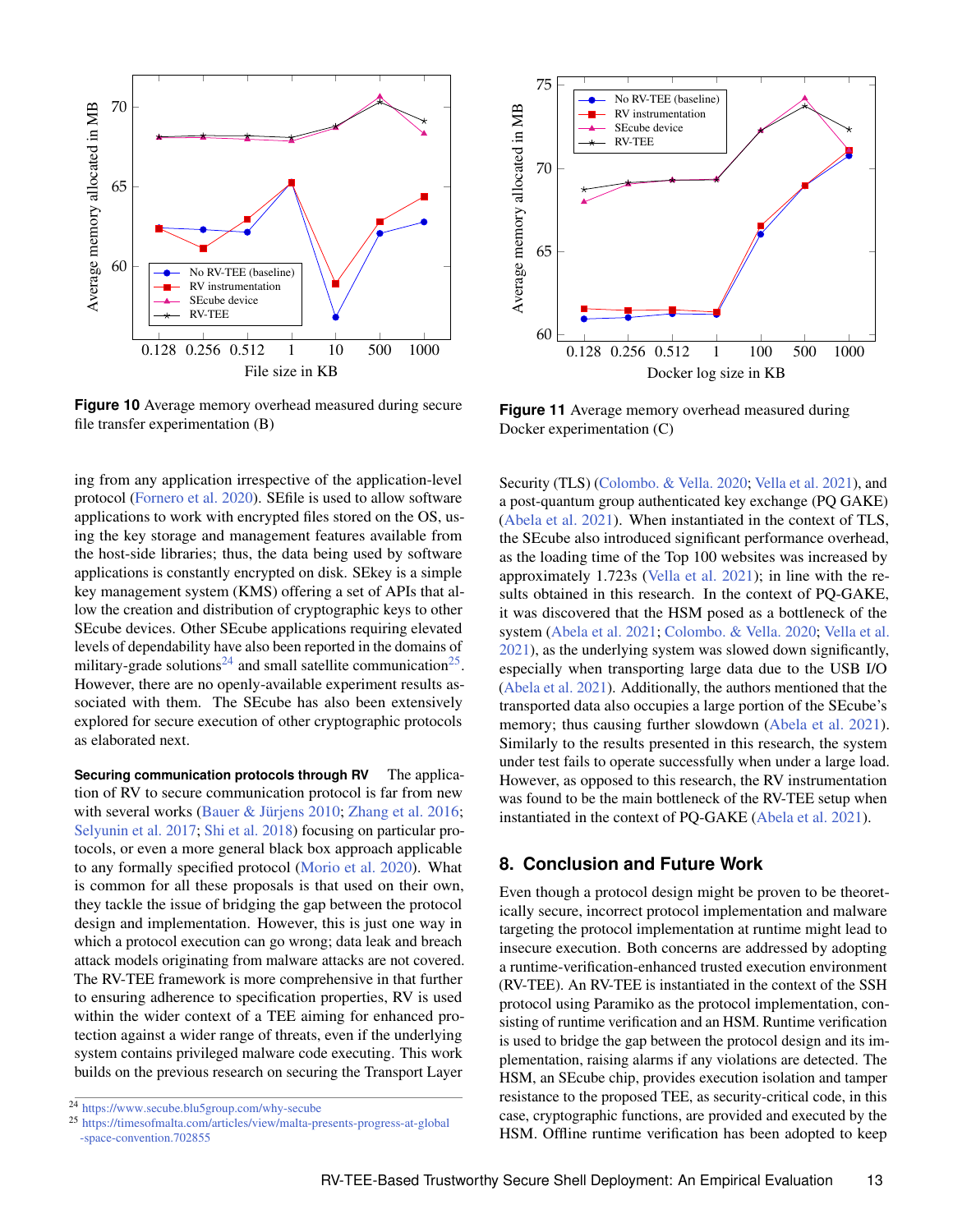Figure 10 Average memory overhead measured during secure file transfer experimentation (B)

Figure 11 Average memory overhead measured during Docker experimentation (C)

ing from any application irrespective of the application-level protocol (Fornero et al. 2020). SEfile is used to allow software applications to work with encrypted files stored on the OS, using the key storage and management features available from the host-side libraries; thus, the data being used by software applications is constantly encrypted on disk. SEkey is a simple key management system (KMS) offering a set of APIs that allow the creation and distribution of cryptographic keys to other SEcube devices. Other SEcube applications requiring elevated levels of dependability have also been reported in the domains of military-grade solutions[24] and small satellite communication[25]. However, there are no openly-available experiment results associated with them. The SEcube has also been extensively explored for secure execution of other cryptographic protocols as elaborated next.

**Securing communication protocols through RV** The application of RV to secure communication protocol is far from new with several works (Bauer & Jürjens 2010; Zhang et al. 2016; Selyunin et al. 2017; Shi et al. 2018) focusing on particular protocols, or even a more general black box approach applicable to any formally specified protocol (Morio et al. 2020). What is common for all these proposals is that used on their own, they tackle the issue of bridging the gap between the protocol design and implementation. However, this is just one way in which a protocol execution can go wrong; data leak and breach attack models originating from malware attacks are not covered. The RV-TEE framework is more comprehensive in that further to ensuring adherence to specification properties, RV is used within the wider context of a TEE aiming for enhanced protection against a wider range of threats, even if the underlying system contains privileged malware code executing. This work builds on the previous research on securing the Transport Layer Security (TLS) (Colombo. & Vella. 2020; Vella et al. 2021), and a post-quantum group authenticated key exchange (PQ GAKE) (Abela et al. 2021). When instantiated in the context of TLS, the SEcube also introduced significant performance overhead, as the loading time of the Top 100 websites was increased by approximately 1.723s (Vella et al. 2021); in line with the results obtained in this research. In the context of PQ-GAKE, it was discovered that the HSM posed as a bottleneck of the system (Abela et al. 2021; Colombo. & Vella. 2020; Vella et al. 2021), as the underlying system was slowed down significantly, especially when transporting large data due to the USB I/O (Abela et al. 2021). Additionally, the authors mentioned that the transported data also occupies a large portion of the SEcube's memory; thus causing further slowdown (Abela et al. 2021). Similarly to the results presented in this research, the system under test fails to operate successfully when under a large load. However, as opposed to this research, the RV instrumentation was found to be the main bottleneck of the RV-TEE setup when instantiated in the context of PQ-GAKE (Abela et al. 2021).

## 8. Conclusion and Future Work

Even though a protocol design might be proven to be theoretically secure, incorrect protocol implementation and malware targeting the protocol implementation at runtime might lead to insecure execution. Both concerns are addressed by adopting a runtime-verification-enhanced trusted execution environment (RV-TEE). An RV-TEE is instantiated in the context of the SSH protocol using Paramiko as the protocol implementation, consisting of runtime verification and an HSM. Runtime verification is used to bridge the gap between the protocol design and its implementation, raising alarms if any violations are detected. The HSM, an SEcube chip, provides execution isolation and tamper resistance to the proposed TEE, as security-critical code, in this case, cryptographic functions, are provided and executed by the HSM. Offline runtime verification has been adopted to keep

[24] https://www.secube.blu5group.com/why-secube

[25] https://timesofmalta.com/articles/view/malta-presents-progress-at-global-space-convention.702855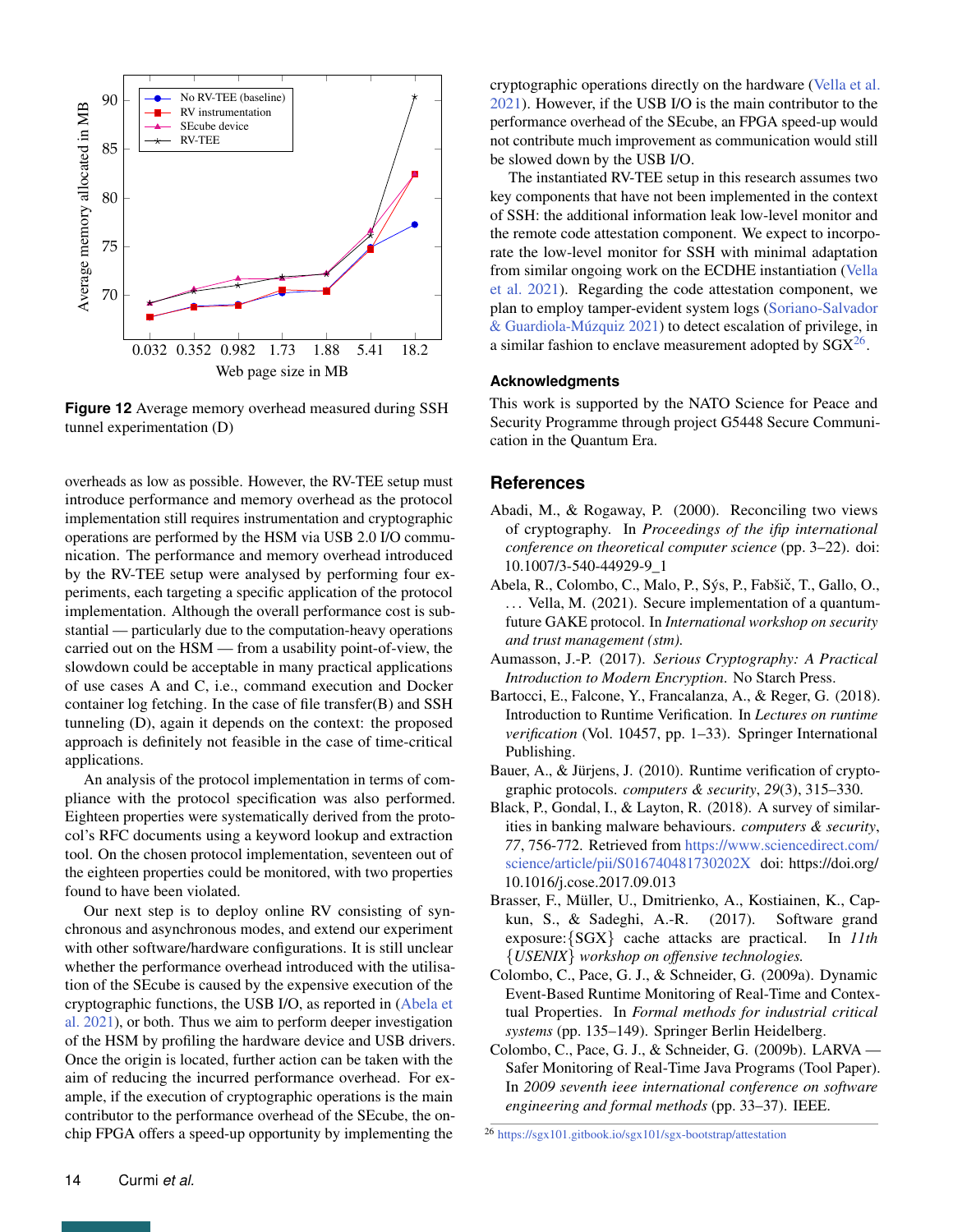Figure 12 Average memory overhead measured during SSH tunnel experimentation (D)

overheads as low as possible. However, the RV-TEE setup must introduce performance and memory overhead as the protocol implementation still requires instrumentation and cryptographic operations are performed by the HSM via USB 2.0 I/O communication. The performance and memory overhead introduced by the RV-TEE setup were analysed by performing four experiments, each targeting a specific application of the protocol implementation. Although the overall performance cost is substantial — particularly due to the computation-heavy operations carried out on the HSM — from a usability point-of-view, the slowdown could be acceptable in many practical applications of use cases A and C, i.e., command execution and Docker container log fetching. In the case of file transfer(B) and SSH tunneling (D), again it depends on the context: the proposed approach is definitely not feasible in the case of time-critical applications.

An analysis of the protocol implementation in terms of compliance with the protocol specification was also performed. Eighteen properties were systematically derived from the protocol's RFC documents using a keyword lookup and extraction tool. On the chosen protocol implementation, seventeen out of the eighteen properties could be monitored, with two properties found to have been violated.

Our next step is to deploy online RV consisting of synchronous and asynchronous modes, and extend our experiment with other software/hardware configurations. It is still unclear whether the performance overhead introduced with the utilisation of the SEcube is caused by the expensive execution of the cryptographic functions, the USB I/O, as reported in (Abela et al. 2021), or both. Thus we aim to perform deeper investigation of the HSM by profiling the hardware device and USB drivers. Once the origin is located, further action can be taken with the aim of reducing the incurred performance overhead. For example, if the execution of cryptographic operations is the main contributor to the performance overhead of the SEcube, the on-chip FPGA offers a speed-up opportunity by implementing the cryptographic operations directly on the hardware (Vella et al. 2021). However, if the USB I/O is the main contributor to the performance overhead of the SEcube, an FPGA speed-up would not contribute much improvement as communication would still be slowed down by the USB I/O.

The instantiated RV-TEE setup in this research assumes two key components that have not been implemented in the context of SSH: the additional information leak low-level monitor and the remote code attestation component. We expect to incorporate the low-level monitor for SSH with minimal adaptation from similar ongoing work on the ECDHE instantiation (Vella et al. 2021). Regarding the code attestation component, we plan to employ tamper-evident system logs (Soriano-Salvador & Guardiola-Múzquiz 2021) to detect escalation of privilege, in a similar fashion to enclave measurement adopted by SGX[26].

## Acknowledgments

This work is supported by the NATO Science for Peace and Security Programme through project G5448 Secure Communication in the Quantum Era.

## References

Abadi, M., & Rogaway, P. (2000). Reconciling two views of cryptography. In *Proceedings of the ifip international conference on theoretical computer science* (pp. 3–22). doi: 10.1007/3-540-44929-9_1

Abela, R., Colombo, C., Malo, P., Sýs, P., Fabšič, T., Gallo, O., … Vella, M. (2021). Secure implementation of a quantum-future GAKE protocol. In *International workshop on security and trust management (stm).*

Aumasson, J.-P. (2017). *Serious Cryptography: A Practical Introduction to Modern Encryption*. No Starch Press.

Bartocci, E., Falcone, Y., Francalanza, A., & Reger, G. (2018). Introduction to Runtime Verification. In *Lectures on runtime verification* (Vol. 10457, pp. 1–33). Springer International Publishing.

Bauer, A., & Jürjens, J. (2010). Runtime verification of cryptographic protocols. *computers & security*, *29*(3), 315–330.

Black, P., Gondal, I., & Layton, R. (2018). A survey of similarities in banking malware behaviours. *computers & security*, *77*, 756-772. Retrieved from https://www.sciencedirect.com/science/article/pii/S016740481730202X doi: https://doi.org/10.1016/j.cose.2017.09.013

Brasser, F., Müller, U., Dmitrienko, A., Kostiainen, K., Capkun, S., & Sadeghi, A.-R. (2017). Software grand exposure:{SGX} cache attacks are practical. In *11th {USENIX} workshop on offensive technologies.*

Colombo, C., Pace, G. J., & Schneider, G. (2009a). Dynamic Event-Based Runtime Monitoring of Real-Time and Contextual Properties. In *Formal methods for industrial critical systems* (pp. 135–149). Springer Berlin Heidelberg.

Colombo, C., Pace, G. J., & Schneider, G. (2009b). LARVA — Safer Monitoring of Real-Time Java Programs (Tool Paper). In *2009 seventh ieee international conference on software engineering and formal methods* (pp. 33–37). IEEE.

[26] https://sgx101.gitbook.io/sgx101/sgx-bootstrap/attestation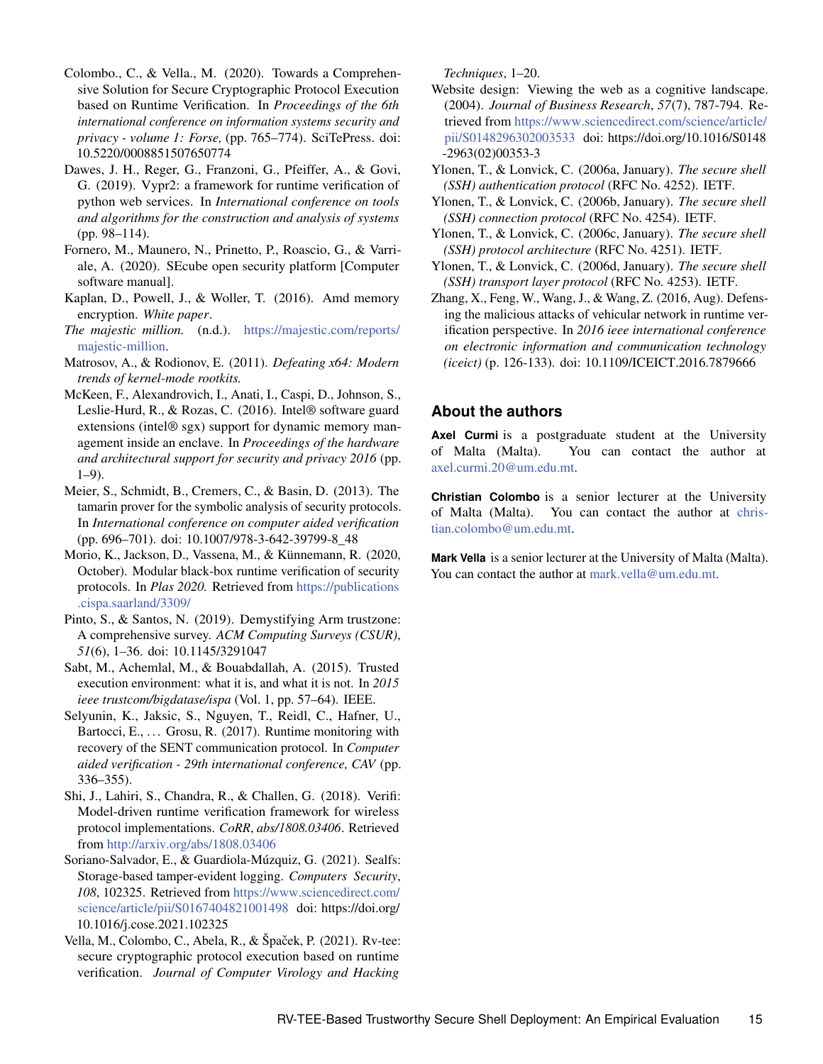Colombo., C., & Vella., M. (2020). Towards a Comprehensive Solution for Secure Cryptographic Protocol Execution based on Runtime Verification. In *Proceedings of the 6th international conference on information systems security and privacy - volume 1: Forse,* (pp. 765–774). SciTePress. doi: 10.5220/0008851507650774

Dawes, J. H., Reger, G., Franzoni, G., Pfeiffer, A., & Govi, G. (2019). Vypr2: a framework for runtime verification of python web services. In *International conference on tools and algorithms for the construction and analysis of systems* (pp. 98–114).

Fornero, M., Maunero, N., Prinetto, P., Roascio, G., & Varriale, A. (2020). SEcube open security platform [Computer software manual].

Kaplan, D., Powell, J., & Woller, T. (2016). Amd memory encryption. *White paper*.

*The majestic million.* (n.d.). https://majestic.com/reports/majestic-million.

Matrosov, A., & Rodionov, E. (2011). *Defeating x64: Modern trends of kernel-mode rootkits.*

McKeen, F., Alexandrovich, I., Anati, I., Caspi, D., Johnson, S., Leslie-Hurd, R., & Rozas, C. (2016). Intel® software guard extensions (intel® sgx) support for dynamic memory management inside an enclave. In *Proceedings of the hardware and architectural support for security and privacy 2016* (pp. 1–9).

Meier, S., Schmidt, B., Cremers, C., & Basin, D. (2013). The tamarin prover for the symbolic analysis of security protocols. In *International conference on computer aided verification* (pp. 696–701). doi: 10.1007/978-3-642-39799-8_48

Morio, K., Jackson, D., Vassena, M., & Künnemann, R. (2020, October). Modular black-box runtime verification of security protocols. In *Plas 2020.* Retrieved from https://publications.cispa.saarland/3309/

Pinto, S., & Santos, N. (2019). Demystifying Arm trustzone: A comprehensive survey. *ACM Computing Surveys (CSUR)*, *51*(6), 1–36. doi: 10.1145/3291047

Sabt, M., Achemlal, M., & Bouabdallah, A. (2015). Trusted execution environment: what it is, and what it is not. In *2015 ieee trustcom/bigdatase/ispa* (Vol. 1, pp. 57–64). IEEE.

Selyunin, K., Jaksic, S., Nguyen, T., Reidl, C., Hafner, U., Bartocci, E., … Grosu, R. (2017). Runtime monitoring with recovery of the SENT communication protocol. In *Computer aided verification - 29th international conference, CAV* (pp. 336–355).

Shi, J., Lahiri, S., Chandra, R., & Challen, G. (2018). Verifi: Model-driven runtime verification framework for wireless protocol implementations. *CoRR*, *abs/1808.03406*. Retrieved from http://arxiv.org/abs/1808.03406

Soriano-Salvador, E., & Guardiola-Múzquiz, G. (2021). Sealfs: Storage-based tamper-evident logging. *Computers Security*, *108*, 102325. Retrieved from https://www.sciencedirect.com/science/article/pii/S0167404821001498 doi: https://doi.org/10.1016/j.cose.2021.102325

Vella, M., Colombo, C., Abela, R., & Špaček, P. (2021). Rv-tee: secure cryptographic protocol execution based on runtime verification. *Journal of Computer Virology and Hacking Techniques*, 1–20.

Website design: Viewing the web as a cognitive landscape. (2004). *Journal of Business Research*, *57*(7), 787-794. Retrieved from https://www.sciencedirect.com/science/article/pii/S0148296302003533 doi: https://doi.org/10.1016/S0148-2963(02)00353-3

Ylonen, T., & Lonvick, C. (2006a, January). *The secure shell (SSH) authentication protocol* (RFC No. 4252). IETF.

Ylonen, T., & Lonvick, C. (2006b, January). *The secure shell (SSH) connection protocol* (RFC No. 4254). IETF.

Ylonen, T., & Lonvick, C. (2006c, January). *The secure shell (SSH) protocol architecture* (RFC No. 4251). IETF.

Ylonen, T., & Lonvick, C. (2006d, January). *The secure shell (SSH) transport layer protocol* (RFC No. 4253). IETF.

Zhang, X., Feng, W., Wang, J., & Wang, Z. (2016, Aug). Defensing the malicious attacks of vehicular network in runtime verification perspective. In *2016 ieee international conference on electronic information and communication technology (iceict)* (p. 126-133). doi: 10.1109/ICEICT.2016.7879666

## About the authors

**Axel Curmi** is a postgraduate student at the University of Malta (Malta). You can contact the author at axel.curmi.20@um.edu.mt.

**Christian Colombo** is a senior lecturer at the University of Malta (Malta). You can contact the author at christian.colombo@um.edu.mt.

**Mark Vella** is a senior lecturer at the University of Malta (Malta). You can contact the author at mark.vella@um.edu.mt.